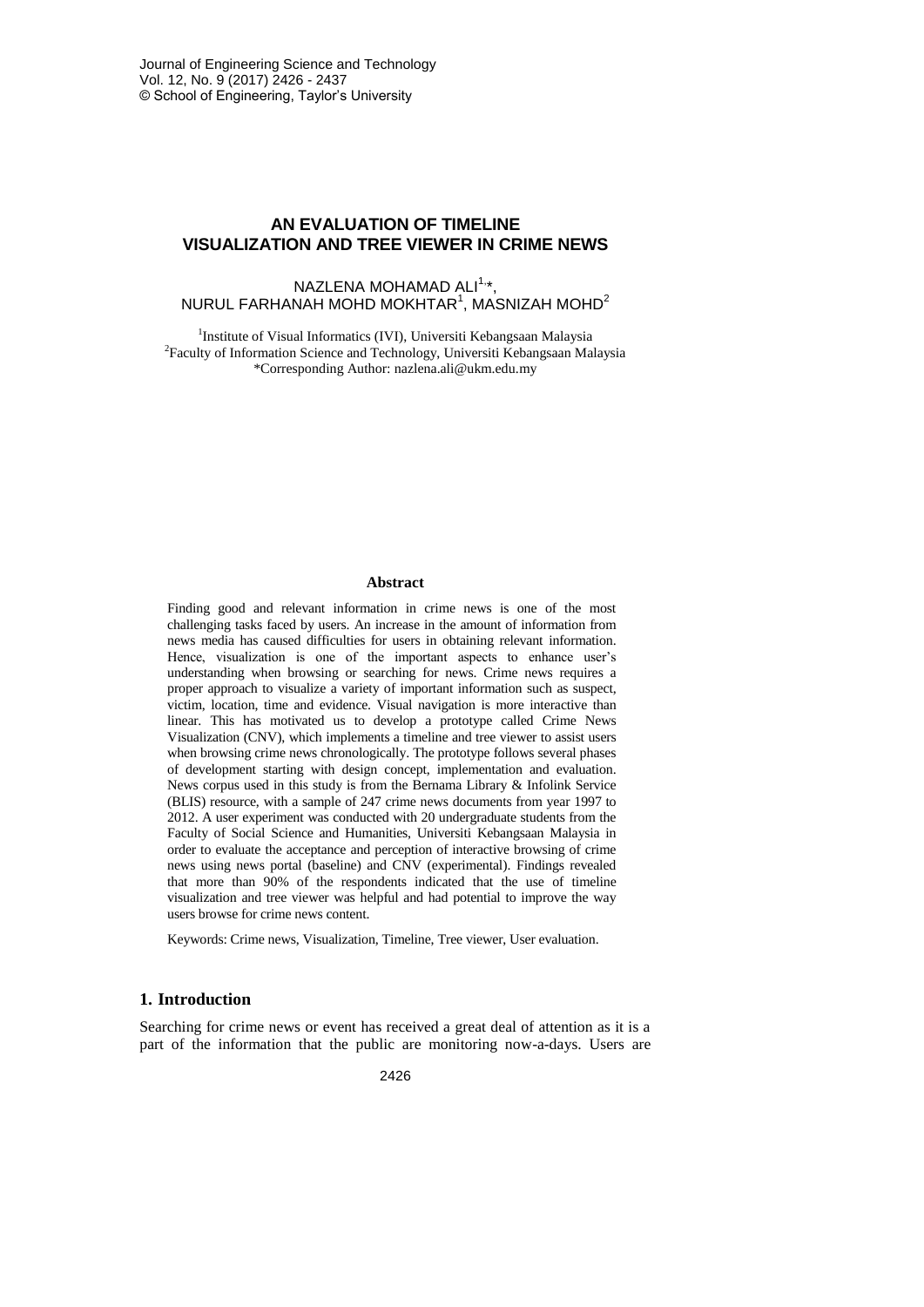# AN EVALUATION OF TIMELINE VISUALIZATION AND TREE VIEWER IN CRIME NEWS

NAZLENA MOHAMAD ALI[1,*], NURUL FARHANAH MOHD MOKHTAR[1], MASNIZAH MOHD[2]

[1]Institute of Visual Informatics (IVI), Universiti Kebangsaan Malaysia
[2]Faculty of Information Science and Technology, Universiti Kebangsaan Malaysia
*Corresponding Author: nazlena.ali@ukm.edu.my

## Abstract

Finding good and relevant information in crime news is one of the most challenging tasks faced by users. An increase in the amount of information from news media has caused difficulties for users in obtaining relevant information. Hence, visualization is one of the important aspects to enhance user's understanding when browsing or searching for news. Crime news requires a proper approach to visualize a variety of important information such as suspect, victim, location, time and evidence. Visual navigation is more interactive than linear. This has motivated us to develop a prototype called Crime News Visualization (CNV), which implements a timeline and tree viewer to assist users when browsing crime news chronologically. The prototype follows several phases of development starting with design concept, implementation and evaluation. News corpus used in this study is from the Bernama Library & Infolink Service (BLIS) resource, with a sample of 247 crime news documents from year 1997 to 2012. A user experiment was conducted with 20 undergraduate students from the Faculty of Social Science and Humanities, Universiti Kebangsaan Malaysia in order to evaluate the acceptance and perception of interactive browsing of crime news using news portal (baseline) and CNV (experimental). Findings revealed that more than 90% of the respondents indicated that the use of timeline visualization and tree viewer was helpful and had potential to improve the way users browse for crime news content.

Keywords: Crime news, Visualization, Timeline, Tree viewer, User evaluation.

## 1. Introduction

Searching for crime news or event has received a great deal of attention as it is a part of the information that the public are monitoring now-a-days. Users are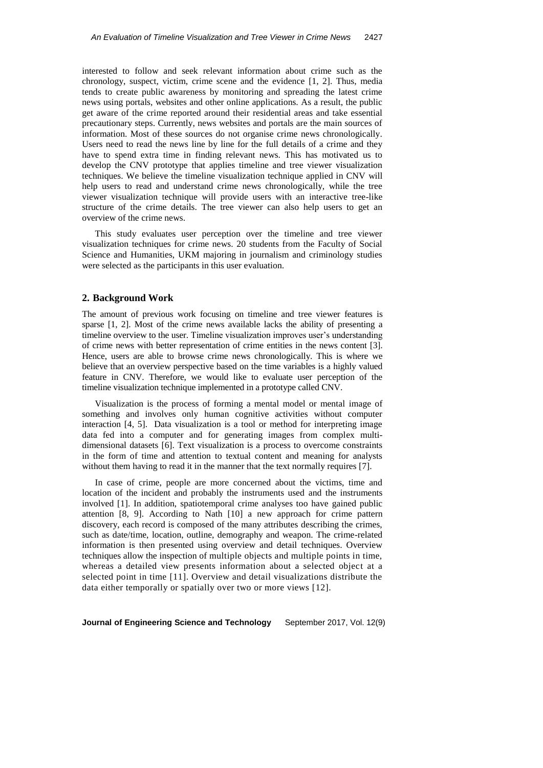interested to follow and seek relevant information about crime such as the chronology, suspect, victim, crime scene and the evidence [1, 2]. Thus, media tends to create public awareness by monitoring and spreading the latest crime news using portals, websites and other online applications. As a result, the public get aware of the crime reported around their residential areas and take essential precautionary steps. Currently, news websites and portals are the main sources of information. Most of these sources do not organise crime news chronologically. Users need to read the news line by line for the full details of a crime and they have to spend extra time in finding relevant news. This has motivated us to develop the CNV prototype that applies timeline and tree viewer visualization techniques. We believe the timeline visualization technique applied in CNV will help users to read and understand crime news chronologically, while the tree viewer visualization technique will provide users with an interactive tree-like structure of the crime details. The tree viewer can also help users to get an overview of the crime news.

This study evaluates user perception over the timeline and tree viewer visualization techniques for crime news. 20 students from the Faculty of Social Science and Humanities, UKM majoring in journalism and criminology studies were selected as the participants in this user evaluation.

## 2. Background Work

The amount of previous work focusing on timeline and tree viewer features is sparse [1, 2]. Most of the crime news available lacks the ability of presenting a timeline overview to the user. Timeline visualization improves user's understanding of crime news with better representation of crime entities in the news content [3]. Hence, users are able to browse crime news chronologically. This is where we believe that an overview perspective based on the time variables is a highly valued feature in CNV. Therefore, we would like to evaluate user perception of the timeline visualization technique implemented in a prototype called CNV.

Visualization is the process of forming a mental model or mental image of something and involves only human cognitive activities without computer interaction [4, 5]. Data visualization is a tool or method for interpreting image data fed into a computer and for generating images from complex multi-dimensional datasets [6]. Text visualization is a process to overcome constraints in the form of time and attention to textual content and meaning for analysts without them having to read it in the manner that the text normally requires [7].

In case of crime, people are more concerned about the victims, time and location of the incident and probably the instruments used and the instruments involved [1]. In addition, spatiotemporal crime analyses too have gained public attention [8, 9]. According to Nath [10] a new approach for crime pattern discovery, each record is composed of the many attributes describing the crimes, such as date/time, location, outline, demography and weapon. The crime-related information is then presented using overview and detail techniques. Overview techniques allow the inspection of multiple objects and multiple points in time, whereas a detailed view presents information about a selected object at a selected point in time [11]. Overview and detail visualizations distribute the data either temporally or spatially over two or more views [12].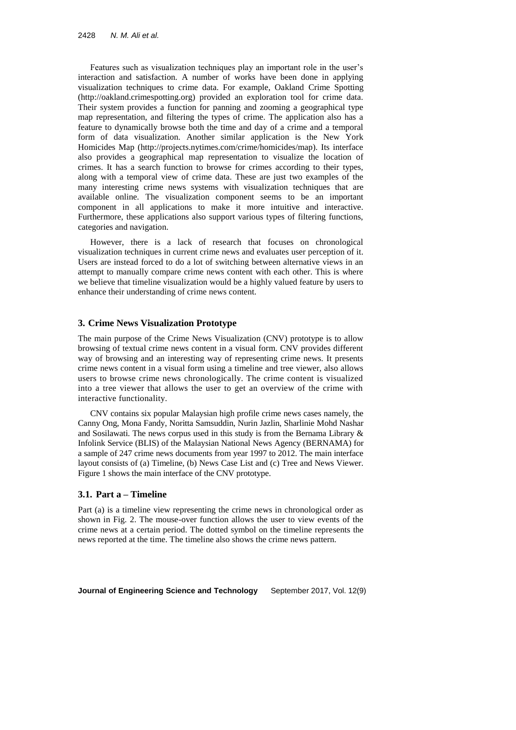Features such as visualization techniques play an important role in the user's interaction and satisfaction. A number of works have been done in applying visualization techniques to crime data. For example, Oakland Crime Spotting (http://oakland.crimespotting.org) provided an exploration tool for crime data. Their system provides a function for panning and zooming a geographical type map representation, and filtering the types of crime. The application also has a feature to dynamically browse both the time and day of a crime and a temporal form of data visualization. Another similar application is the New York Homicides Map (http://projects.nytimes.com/crime/homicides/map). Its interface also provides a geographical map representation to visualize the location of crimes. It has a search function to browse for crimes according to their types, along with a temporal view of crime data. These are just two examples of the many interesting crime news systems with visualization techniques that are available online. The visualization component seems to be an important component in all applications to make it more intuitive and interactive. Furthermore, these applications also support various types of filtering functions, categories and navigation.

However, there is a lack of research that focuses on chronological visualization techniques in current crime news and evaluates user perception of it. Users are instead forced to do a lot of switching between alternative views in an attempt to manually compare crime news content with each other. This is where we believe that timeline visualization would be a highly valued feature by users to enhance their understanding of crime news content.

## 3. Crime News Visualization Prototype

The main purpose of the Crime News Visualization (CNV) prototype is to allow browsing of textual crime news content in a visual form. CNV provides different way of browsing and an interesting way of representing crime news. It presents crime news content in a visual form using a timeline and tree viewer, also allows users to browse crime news chronologically. The crime content is visualized into a tree viewer that allows the user to get an overview of the crime with interactive functionality.

CNV contains six popular Malaysian high profile crime news cases namely, the Canny Ong, Mona Fandy, Noritta Samsuddin, Nurin Jazlin, Sharlinie Mohd Nashar and Sosilawati. The news corpus used in this study is from the Bernama Library & Infolink Service (BLIS) of the Malaysian National News Agency (BERNAMA) for a sample of 247 crime news documents from year 1997 to 2012. The main interface layout consists of (a) Timeline, (b) News Case List and (c) Tree and News Viewer. Figure 1 shows the main interface of the CNV prototype.

### 3.1. Part a – Timeline

Part (a) is a timeline view representing the crime news in chronological order as shown in Fig. 2. The mouse-over function allows the user to view events of the crime news at a certain period. The dotted symbol on the timeline represents the news reported at the time. The timeline also shows the crime news pattern.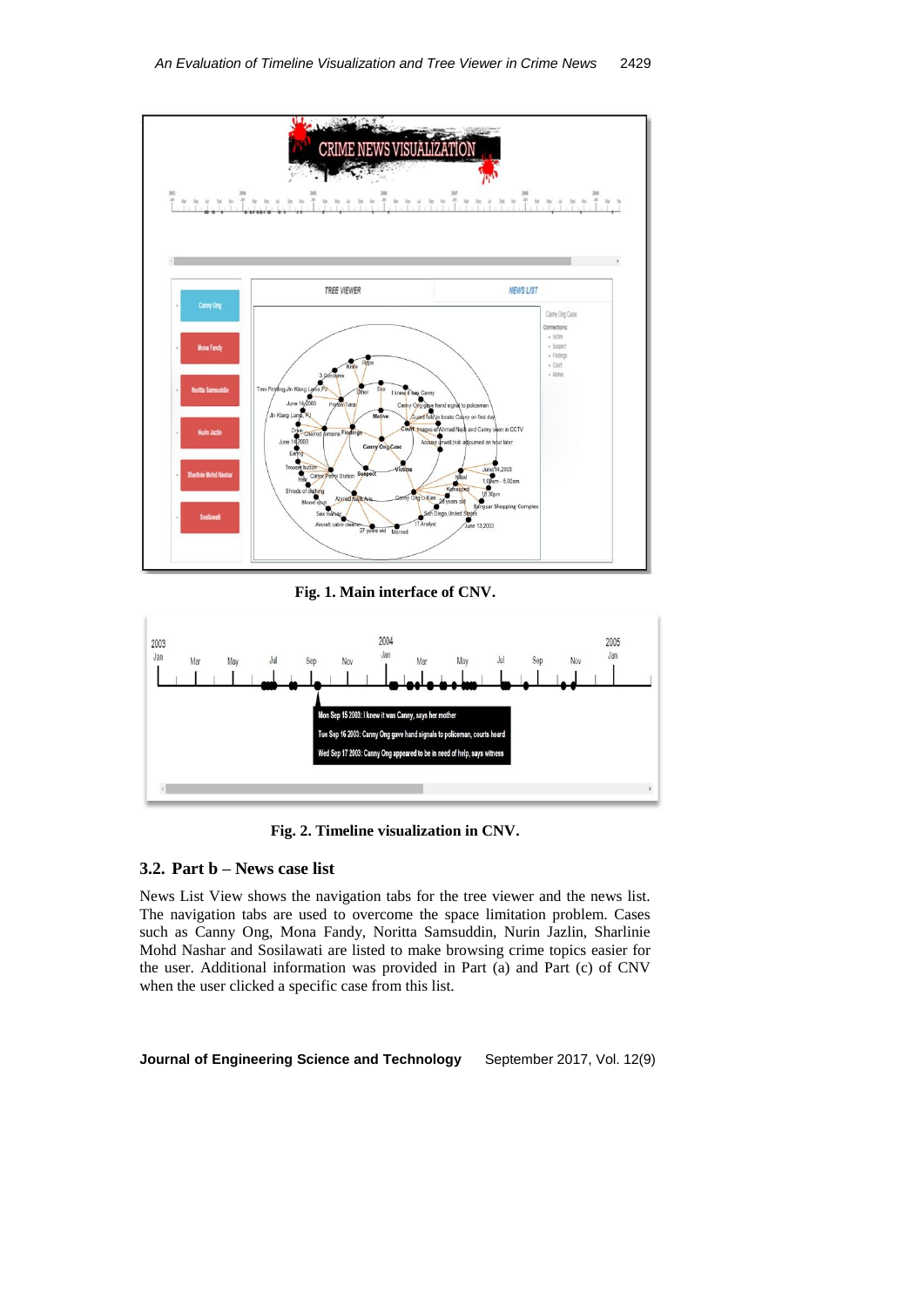Fig. 1. Main interface of CNV.

Fig. 2. Timeline visualization in CNV.

### 3.2. Part b – News case list

News List View shows the navigation tabs for the tree viewer and the news list. The navigation tabs are used to overcome the space limitation problem. Cases such as Canny Ong, Mona Fandy, Noritta Samsuddin, Nurin Jazlin, Sharlinie Mohd Nashar and Sosilawati are listed to make browsing crime topics easier for the user. Additional information was provided in Part (a) and Part (c) of CNV when the user clicked a specific case from this list.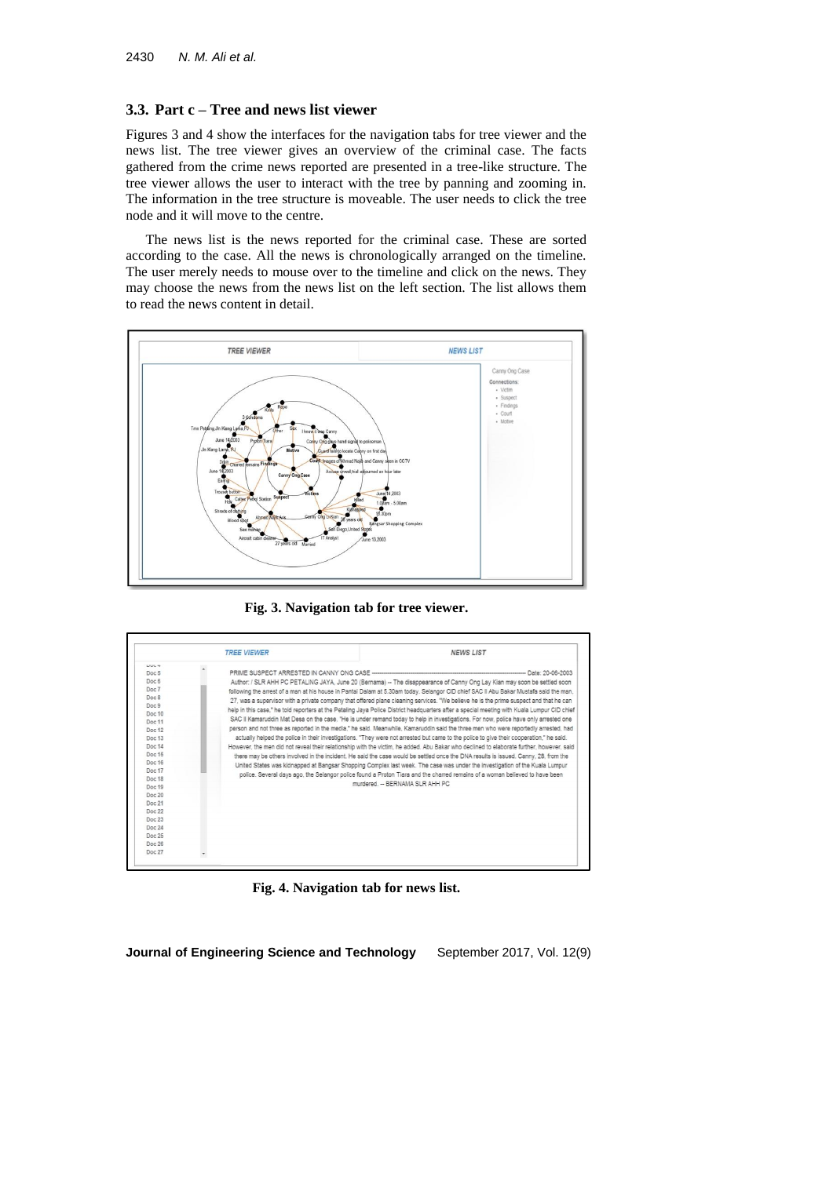### 3.3. Part c – Tree and news list viewer

Figures 3 and 4 show the interfaces for the navigation tabs for tree viewer and the news list. The tree viewer gives an overview of the criminal case. The facts gathered from the crime news reported are presented in a tree-like structure. The tree viewer allows the user to interact with the tree by panning and zooming in. The information in the tree structure is moveable. The user needs to click the tree node and it will move to the centre.

The news list is the news reported for the criminal case. These are sorted according to the case. All the news is chronologically arranged on the timeline. The user merely needs to mouse over to the timeline and click on the news. They may choose the news from the news list on the left section. The list allows them to read the news content in detail.

**Fig. 3. Navigation tab for tree viewer.**

**Fig. 4. Navigation tab for news list.**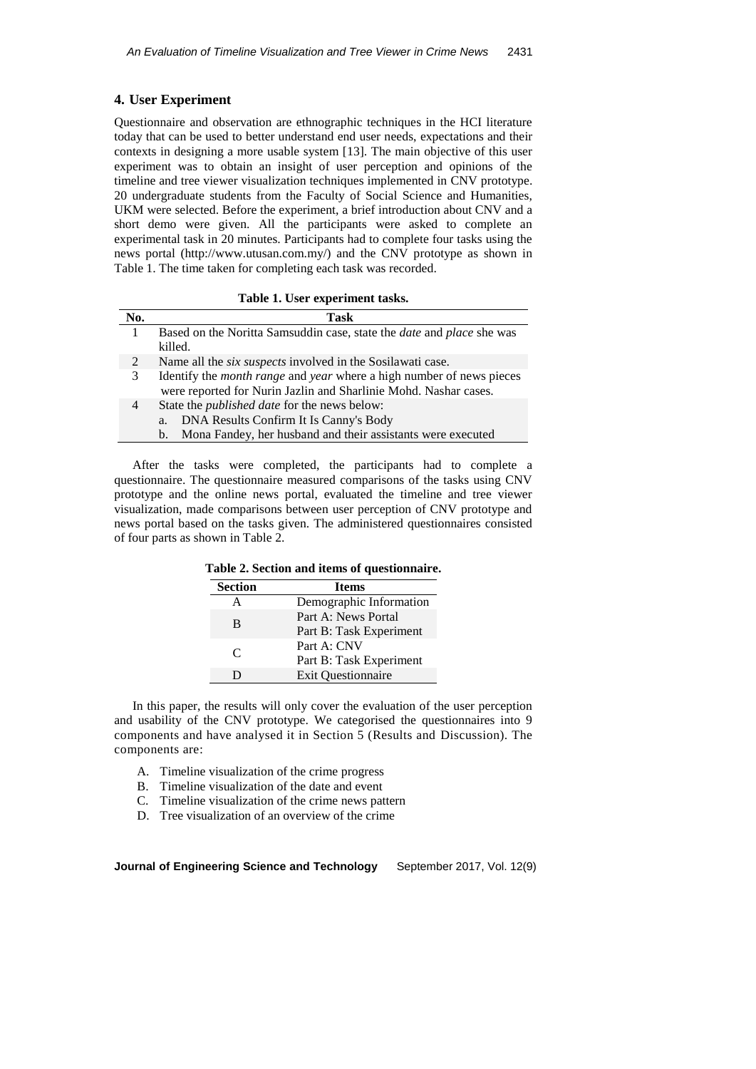## 4. User Experiment

Questionnaire and observation are ethnographic techniques in the HCI literature today that can be used to better understand end user needs, expectations and their contexts in designing a more usable system [13]. The main objective of this user experiment was to obtain an insight of user perception and opinions of the timeline and tree viewer visualization techniques implemented in CNV prototype. 20 undergraduate students from the Faculty of Social Science and Humanities, UKM were selected. Before the experiment, a brief introduction about CNV and a short demo were given. All the participants were asked to complete an experimental task in 20 minutes. Participants had to complete four tasks using the news portal (http://www.utusan.com.my/) and the CNV prototype as shown in Table 1. The time taken for completing each task was recorded.

**Table 1. User experiment tasks.**

| No. | Task |
|---|---|
| 1 | Based on the Noritta Samsuddin case, state the *date* and *place* she was killed. |
| 2 | Name all the *six suspects* involved in the Sosilawati case. |
| 3 | Identify the *month range* and *year* where a high number of news pieces were reported for Nurin Jazlin and Sharlinie Mohd. Nashar cases. |
| 4 | State the *published date* for the news below:<br>a. DNA Results Confirm It Is Canny's Body<br>b. Mona Fandey, her husband and their assistants were executed |

After the tasks were completed, the participants had to complete a questionnaire. The questionnaire measured comparisons of the tasks using CNV prototype and the online news portal, evaluated the timeline and tree viewer visualization, made comparisons between user perception of CNV prototype and news portal based on the tasks given. The administered questionnaires consisted of four parts as shown in Table 2.

**Table 2. Section and items of questionnaire.**

| Section | Items |
|---|---|
| A | Demographic Information |
| B | Part A: News Portal<br>Part B: Task Experiment |
| C | Part A: CNV<br>Part B: Task Experiment |
| D | Exit Questionnaire |

In this paper, the results will only cover the evaluation of the user perception and usability of the CNV prototype. We categorised the questionnaires into 9 components and have analysed it in Section 5 (Results and Discussion). The components are:

A. Timeline visualization of the crime progress
B. Timeline visualization of the date and event
C. Timeline visualization of the crime news pattern
D. Tree visualization of an overview of the crime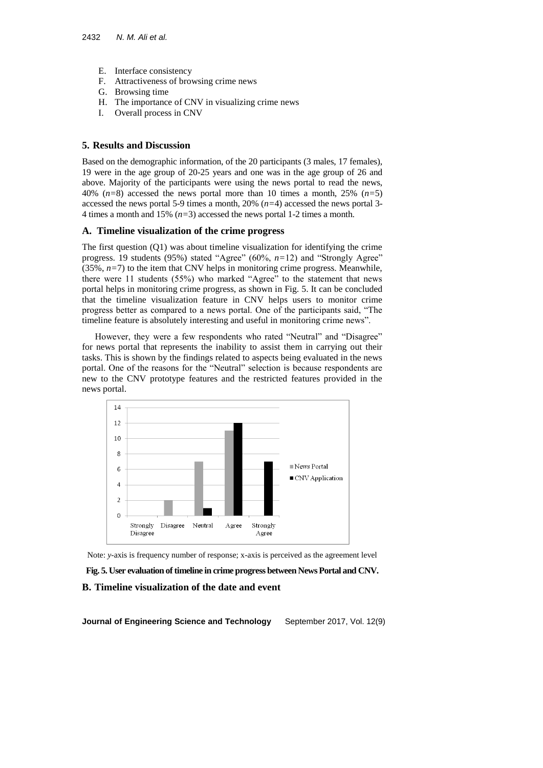E. Interface consistency
F. Attractiveness of browsing crime news
G. Browsing time
H. The importance of CNV in visualizing crime news
I. Overall process in CNV

## 5. Results and Discussion

Based on the demographic information, of the 20 participants (3 males, 17 females), 19 were in the age group of 20-25 years and one was in the age group of 26 and above. Majority of the participants were using the news portal to read the news, 40% ($n=8$) accessed the news portal more than 10 times a month, 25% ($n=5$) accessed the news portal 5-9 times a month, 20% ($n=4$) accessed the news portal 3-4 times a month and 15% ($n=3$) accessed the news portal 1-2 times a month.

### A. Timeline visualization of the crime progress

The first question (Q1) was about timeline visualization for identifying the crime progress. 19 students (95%) stated "Agree" (60%, $n=12$) and "Strongly Agree" (35%, $n=7$) to the item that CNV helps in monitoring crime progress. Meanwhile, there were 11 students (55%) who marked "Agree" to the statement that news portal helps in monitoring crime progress, as shown in Fig. 5. It can be concluded that the timeline visualization feature in CNV helps users to monitor crime progress better as compared to a news portal. One of the participants said, "The timeline feature is absolutely interesting and useful in monitoring crime news".

However, they were a few respondents who rated "Neutral" and "Disagree" for news portal that represents the inability to assist them in carrying out their tasks. This is shown by the findings related to aspects being evaluated in the news portal. One of the reasons for the "Neutral" selection is because respondents are new to the CNV prototype features and the restricted features provided in the news portal.

| Agreement level | News Portal | CNV Application |
|---|---|---|
| Strongly Disagree | 0 | 0 |
| Disagree | 2 | 0 |
| Neutral | 7 | 1 |
| Agree | 11 | 12 |
| Strongly Agree | 0 | 7 |

Note: $y$-axis is frequency number of response; x-axis is perceived as the agreement level

**Fig. 5. User evaluation of timeline in crime progress between News Portal and CNV.**

### B. Timeline visualization of the date and event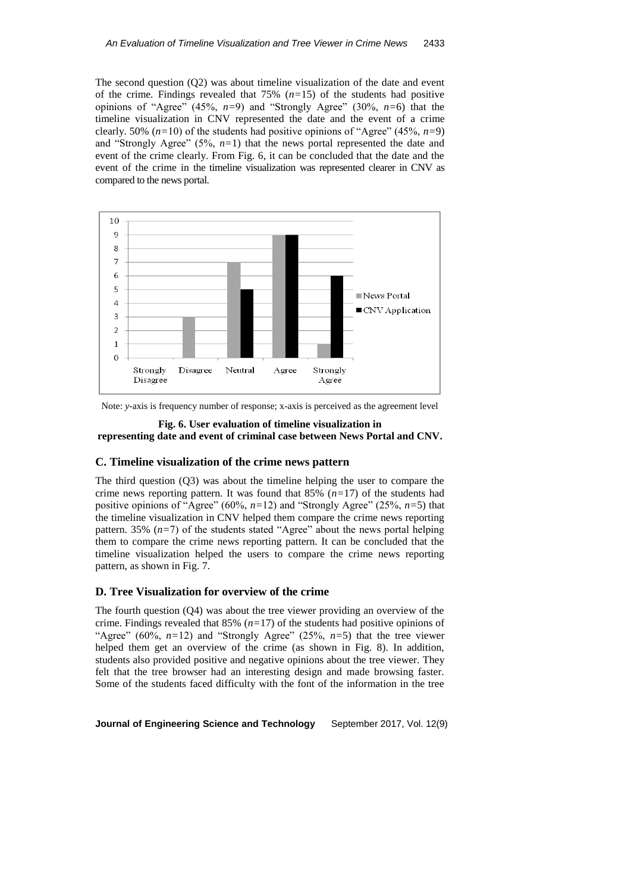The second question (Q2) was about timeline visualization of the date and event of the crime. Findings revealed that 75% ($n$=15) of the students had positive opinions of "Agree" (45%, $n$=9) and "Strongly Agree" (30%, $n$=6) that the timeline visualization in CNV represented the date and the event of a crime clearly. 50% ($n$=10) of the students had positive opinions of "Agree" (45%, $n$=9) and "Strongly Agree" (5%, $n$=1) that the news portal represented the date and event of the crime clearly. From Fig. 6, it can be concluded that the date and the event of the crime in the timeline visualization was represented clearer in CNV as compared to the news portal.

Note: $y$-axis is frequency number of response; x-axis is perceived as the agreement level

**Fig. 6. User evaluation of timeline visualization in representing date and event of criminal case between News Portal and CNV.**

### C. Timeline visualization of the crime news pattern

The third question (Q3) was about the timeline helping the user to compare the crime news reporting pattern. It was found that 85% ($n$=17) of the students had positive opinions of "Agree" (60%, $n$=12) and "Strongly Agree" (25%, $n$=5) that the timeline visualization in CNV helped them compare the crime news reporting pattern. 35% ($n$=7) of the students stated "Agree" about the news portal helping them to compare the crime news reporting pattern. It can be concluded that the timeline visualization helped the users to compare the crime news reporting pattern, as shown in Fig. 7.

### D. Tree Visualization for overview of the crime

The fourth question (Q4) was about the tree viewer providing an overview of the crime. Findings revealed that 85% ($n$=17) of the students had positive opinions of "Agree" (60%, $n$=12) and "Strongly Agree" (25%, $n$=5) that the tree viewer helped them get an overview of the crime (as shown in Fig. 8). In addition, students also provided positive and negative opinions about the tree viewer. They felt that the tree browser had an interesting design and made browsing faster. Some of the students faced difficulty with the font of the information in the tree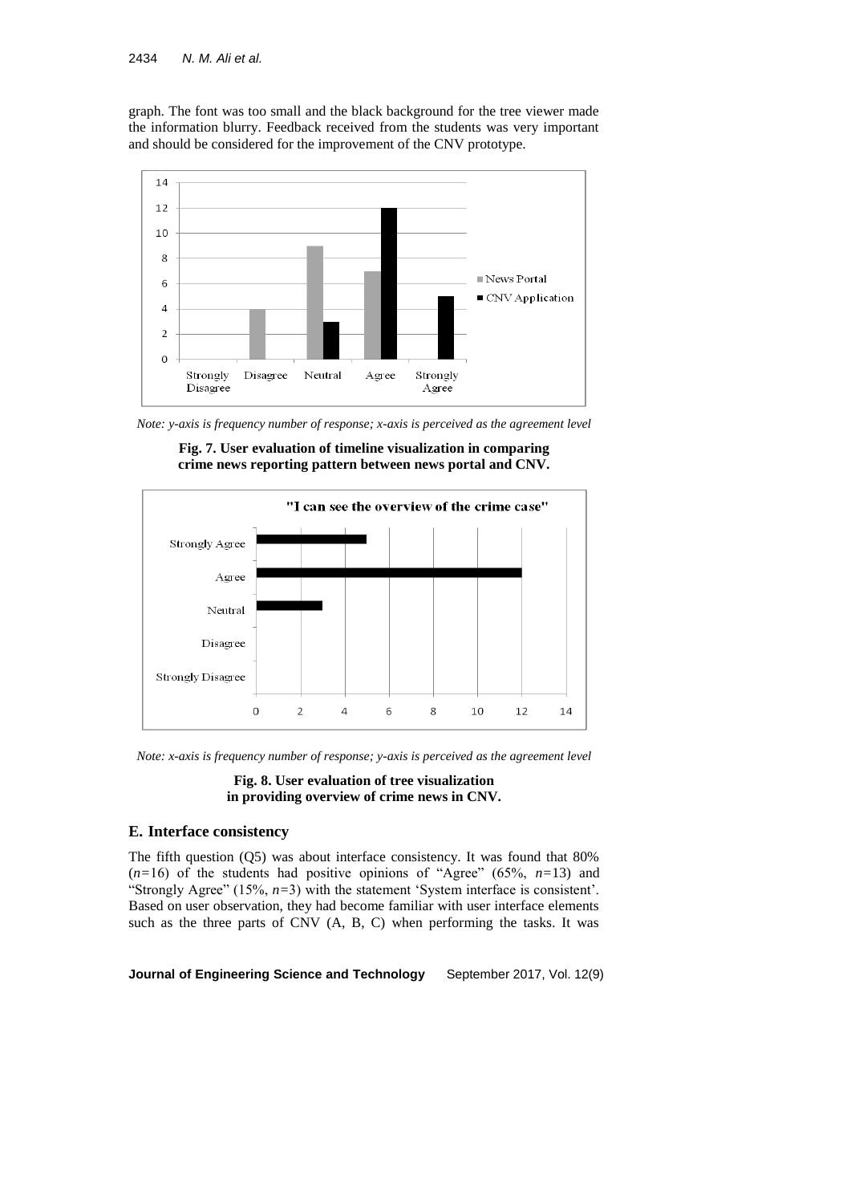graph. The font was too small and the black background for the tree viewer made the information blurry. Feedback received from the students was very important and should be considered for the improvement of the CNV prototype.

*Note: y-axis is frequency number of response; x-axis is perceived as the agreement level*

**Fig. 7. User evaluation of timeline visualization in comparing crime news reporting pattern between news portal and CNV.**

*Note: x-axis is frequency number of response; y-axis is perceived as the agreement level*

**Fig. 8. User evaluation of tree visualization in providing overview of crime news in CNV.**

## E. Interface consistency

The fifth question (Q5) was about interface consistency. It was found that 80% ($n$=16) of the students had positive opinions of "Agree" (65%, $n$=13) and "Strongly Agree" (15%, $n$=3) with the statement 'System interface is consistent'. Based on user observation, they had become familiar with user interface elements such as the three parts of CNV (A, B, C) when performing the tasks. It was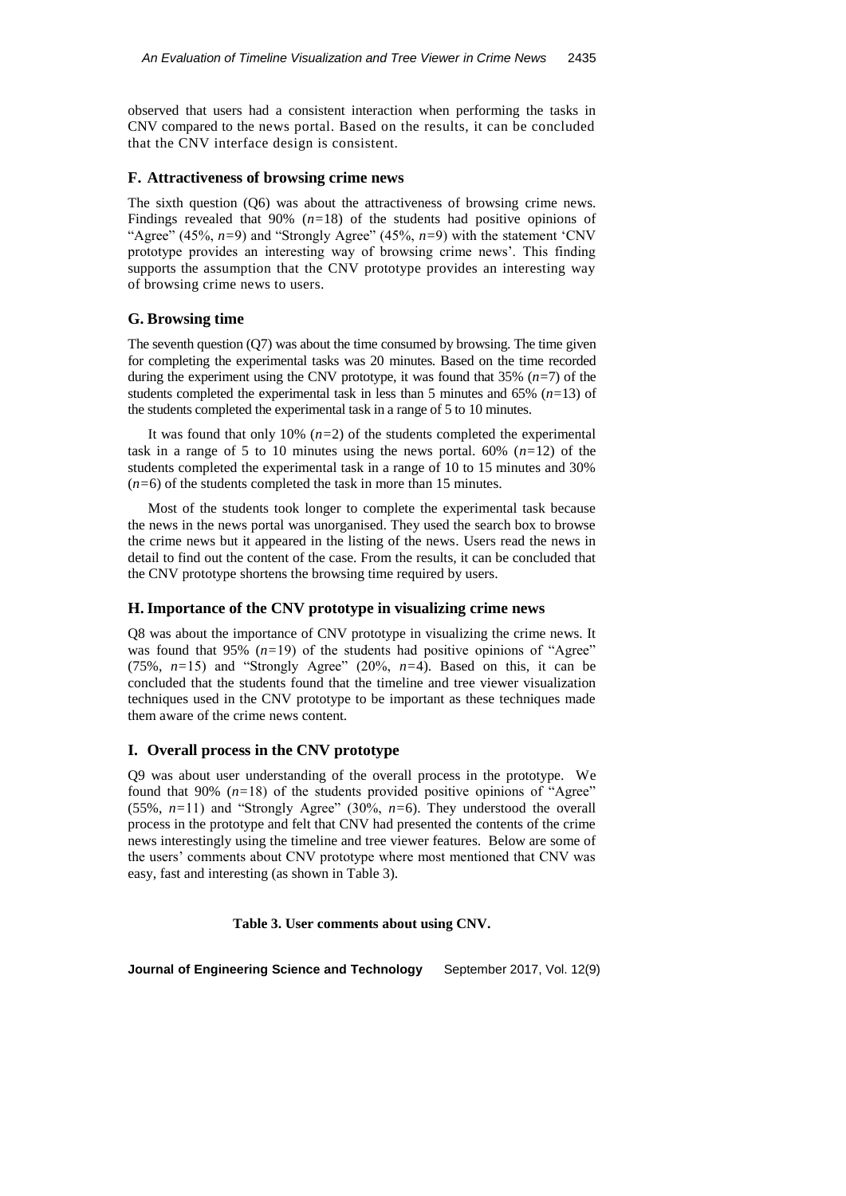observed that users had a consistent interaction when performing the tasks in CNV compared to the news portal. Based on the results, it can be concluded that the CNV interface design is consistent.

### F. Attractiveness of browsing crime news

The sixth question (Q6) was about the attractiveness of browsing crime news. Findings revealed that 90% (*n*=18) of the students had positive opinions of "Agree" (45%, *n*=9) and "Strongly Agree" (45%, *n*=9) with the statement 'CNV prototype provides an interesting way of browsing crime news'. This finding supports the assumption that the CNV prototype provides an interesting way of browsing crime news to users.

### G. Browsing time

The seventh question (Q7) was about the time consumed by browsing. The time given for completing the experimental tasks was 20 minutes. Based on the time recorded during the experiment using the CNV prototype, it was found that 35% (*n*=7) of the students completed the experimental task in less than 5 minutes and 65% (*n*=13) of the students completed the experimental task in a range of 5 to 10 minutes.

It was found that only 10% (*n*=2) of the students completed the experimental task in a range of 5 to 10 minutes using the news portal. 60% (*n*=12) of the students completed the experimental task in a range of 10 to 15 minutes and 30% (*n*=6) of the students completed the task in more than 15 minutes.

Most of the students took longer to complete the experimental task because the news in the news portal was unorganised. They used the search box to browse the crime news but it appeared in the listing of the news. Users read the news in detail to find out the content of the case. From the results, it can be concluded that the CNV prototype shortens the browsing time required by users.

### H. Importance of the CNV prototype in visualizing crime news

Q8 was about the importance of CNV prototype in visualizing the crime news. It was found that 95% (*n*=19) of the students had positive opinions of "Agree" (75%, *n*=15) and "Strongly Agree" (20%, *n*=4). Based on this, it can be concluded that the students found that the timeline and tree viewer visualization techniques used in the CNV prototype to be important as these techniques made them aware of the crime news content.

### I. Overall process in the CNV prototype

Q9 was about user understanding of the overall process in the prototype. We found that 90% (*n*=18) of the students provided positive opinions of "Agree" (55%, *n*=11) and "Strongly Agree" (30%, *n*=6). They understood the overall process in the prototype and felt that CNV had presented the contents of the crime news interestingly using the timeline and tree viewer features. Below are some of the users' comments about CNV prototype where most mentioned that CNV was easy, fast and interesting (as shown in Table 3).

**Table 3. User comments about using CNV.**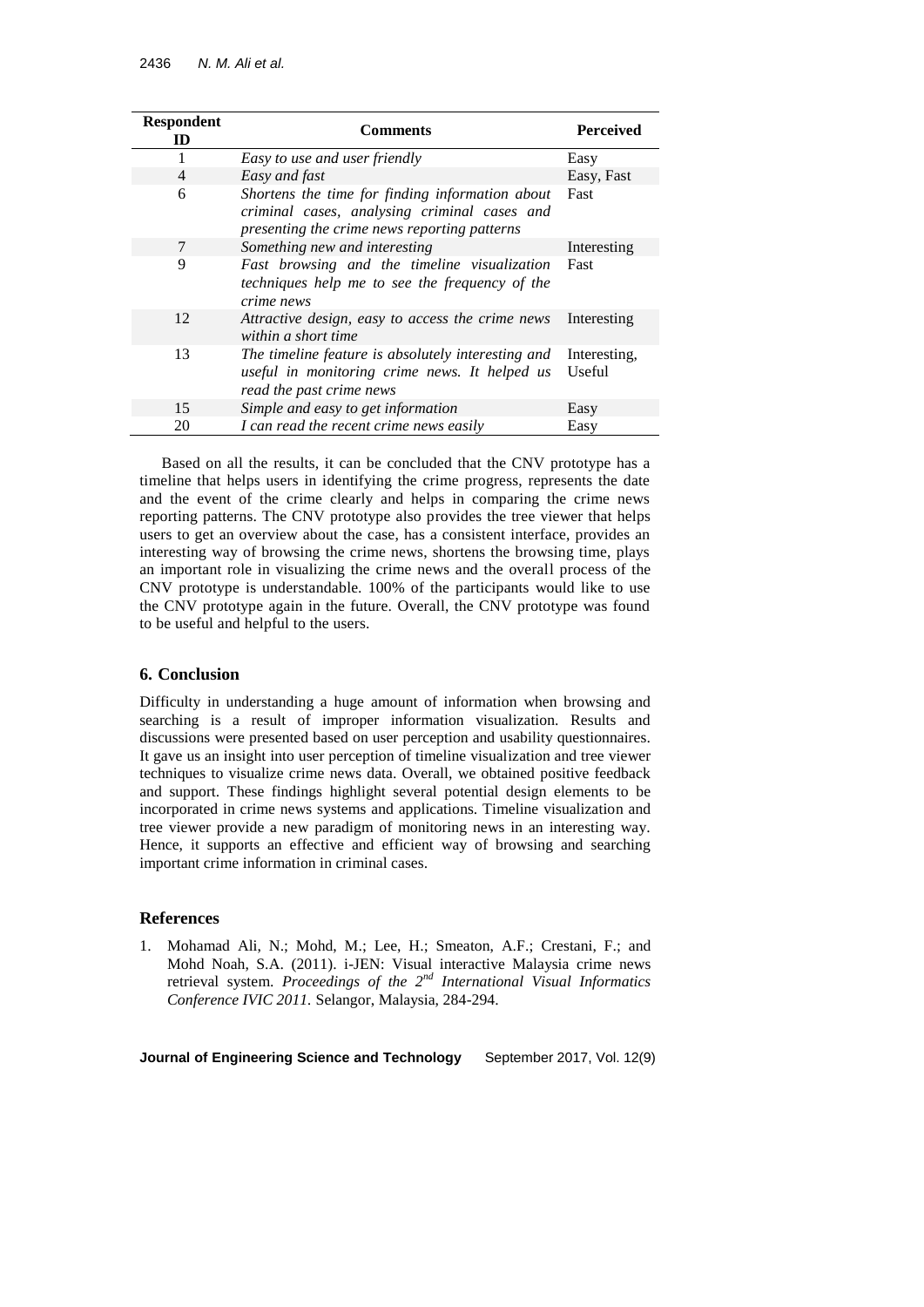| Respondent ID | Comments | Perceived |
|---|---|---|
| 1 | *Easy to use and user friendly* | Easy |
| 4 | *Easy and fast* | Easy, Fast |
| 6 | *Shortens the time for finding information about criminal cases, analysing criminal cases and presenting the crime news reporting patterns* | Fast |
| 7 | *Something new and interesting* | Interesting |
| 9 | *Fast browsing and the timeline visualization techniques help me to see the frequency of the crime news* | Fast |
| 12 | *Attractive design, easy to access the crime news within a short time* | Interesting |
| 13 | *The timeline feature is absolutely interesting and useful in monitoring crime news. It helped us read the past crime news* | Interesting, Useful |
| 15 | *Simple and easy to get information* | Easy |
| 20 | *I can read the recent crime news easily* | Easy |

Based on all the results, it can be concluded that the CNV prototype has a timeline that helps users in identifying the crime progress, represents the date and the event of the crime clearly and helps in comparing the crime news reporting patterns. The CNV prototype also provides the tree viewer that helps users to get an overview about the case, has a consistent interface, provides an interesting way of browsing the crime news, shortens the browsing time, plays an important role in visualizing the crime news and the overall process of the CNV prototype is understandable. 100% of the participants would like to use the CNV prototype again in the future. Overall, the CNV prototype was found to be useful and helpful to the users.

## 6. Conclusion

Difficulty in understanding a huge amount of information when browsing and searching is a result of improper information visualization. Results and discussions were presented based on user perception and usability questionnaires. It gave us an insight into user perception of timeline visualization and tree viewer techniques to visualize crime news data. Overall, we obtained positive feedback and support. These findings highlight several potential design elements to be incorporated in crime news systems and applications. Timeline visualization and tree viewer provide a new paradigm of monitoring news in an interesting way. Hence, it supports an effective and efficient way of browsing and searching important crime information in criminal cases.

## References

1. Mohamad Ali, N.; Mohd, M.; Lee, H.; Smeaton, A.F.; Crestani, F.; and Mohd Noah, S.A. (2011). i-JEN: Visual interactive Malaysia crime news retrieval system. *Proceedings of the 2nd International Visual Informatics Conference IVIC 2011.* Selangor, Malaysia, 284-294.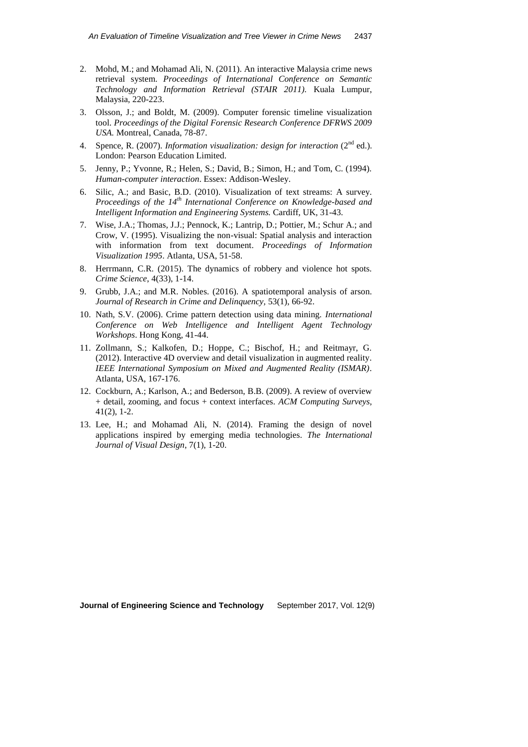2. Mohd, M.; and Mohamad Ali, N. (2011). An interactive Malaysia crime news retrieval system. *Proceedings of International Conference on Semantic Technology and Information Retrieval (STAIR 2011).* Kuala Lumpur, Malaysia, 220-223.
3. Olsson, J.; and Boldt, M. (2009). Computer forensic timeline visualization tool. *Proceedings of the Digital Forensic Research Conference DFRWS 2009 USA.* Montreal, Canada, 78-87.
4. Spence, R. (2007). *Information visualization: design for interaction* (2nd ed.). London: Pearson Education Limited.
5. Jenny, P.; Yvonne, R.; Helen, S.; David, B.; Simon, H.; and Tom, C. (1994). *Human-computer interaction*. Essex: Addison-Wesley.
6. Silic, A.; and Basic, B.D. (2010). Visualization of text streams: A survey. *Proceedings of the 14th International Conference on Knowledge-based and Intelligent Information and Engineering Systems.* Cardiff, UK, 31-43.
7. Wise, J.A.; Thomas, J.J.; Pennock, K.; Lantrip, D.; Pottier, M.; Schur A.; and Crow, V. (1995). Visualizing the non-visual: Spatial analysis and interaction with information from text document. *Proceedings of Information Visualization 1995*. Atlanta, USA, 51-58.
8. Herrmann, C.R. (2015). The dynamics of robbery and violence hot spots. *Crime Science*, 4(33), 1-14.
9. Grubb, J.A.; and M.R. Nobles. (2016). A spatiotemporal analysis of arson. *Journal of Research in Crime and Delinquency*, 53(1), 66-92.
10. Nath, S.V. (2006). Crime pattern detection using data mining. *International Conference on Web Intelligence and Intelligent Agent Technology Workshops*. Hong Kong, 41-44.
11. Zollmann, S.; Kalkofen, D.; Hoppe, C.; Bischof, H.; and Reitmayr, G. (2012). Interactive 4D overview and detail visualization in augmented reality. *IEEE International Symposium on Mixed and Augmented Reality (ISMAR)*. Atlanta, USA, 167-176.
12. Cockburn, A.; Karlson, A.; and Bederson, B.B. (2009). A review of overview + detail, zooming, and focus + context interfaces. *ACM Computing Surveys*, 41(2), 1-2.
13. Lee, H.; and Mohamad Ali, N. (2014). Framing the design of novel applications inspired by emerging media technologies. *The International Journal of Visual Design*, 7(1), 1-20.